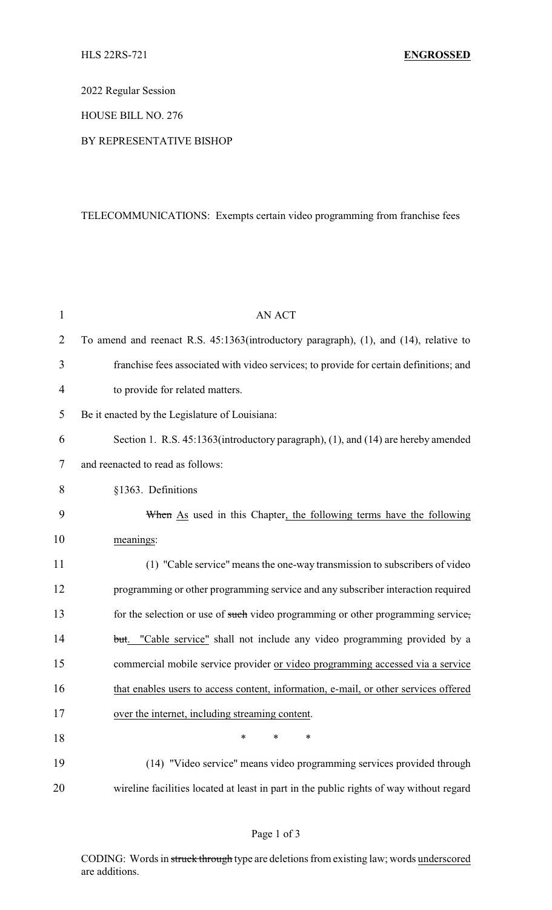HLS 22RS-721 **ENGROSSED**

2022 Regular Session

HOUSE BILL NO. 276

BY REPRESENTATIVE BISHOP

TELECOMMUNICATIONS: Exempts certain video programming from franchise fees

AN ACT

To amend and reenact R.S. 45:1363(introductory paragraph), (1), and (14), relative to franchise fees associated with video services; to provide for certain definitions; and to provide for related matters.

Be it enacted by the Legislature of Louisiana:

Section 1. R.S. 45:1363(introductory paragraph), (1), and (14) are hereby amended and reenacted to read as follows:

§1363. Definitions

~~When~~ <u>As</u> used in this Chapter<u>, the following terms have the following meanings</u>:

(1) "Cable service" means the one-way transmission to subscribers of video programming or other programming service and any subscriber interaction required for the selection or use of ~~such~~ video programming or other programming service~~, but~~<u>. "Cable service"</u> shall not include any video programming provided by a commercial mobile service provider <u>or video programming accessed via a service that enables users to access content, information, e-mail, or other services offered over the internet, including streaming content</u>.

\* \* \*

(14) "Video service" means video programming services provided through wireline facilities located at least in part in the public rights of way without regard

CODING: Words in ~~struck through~~ type are deletions from existing law; words <u>underscored</u> are additions.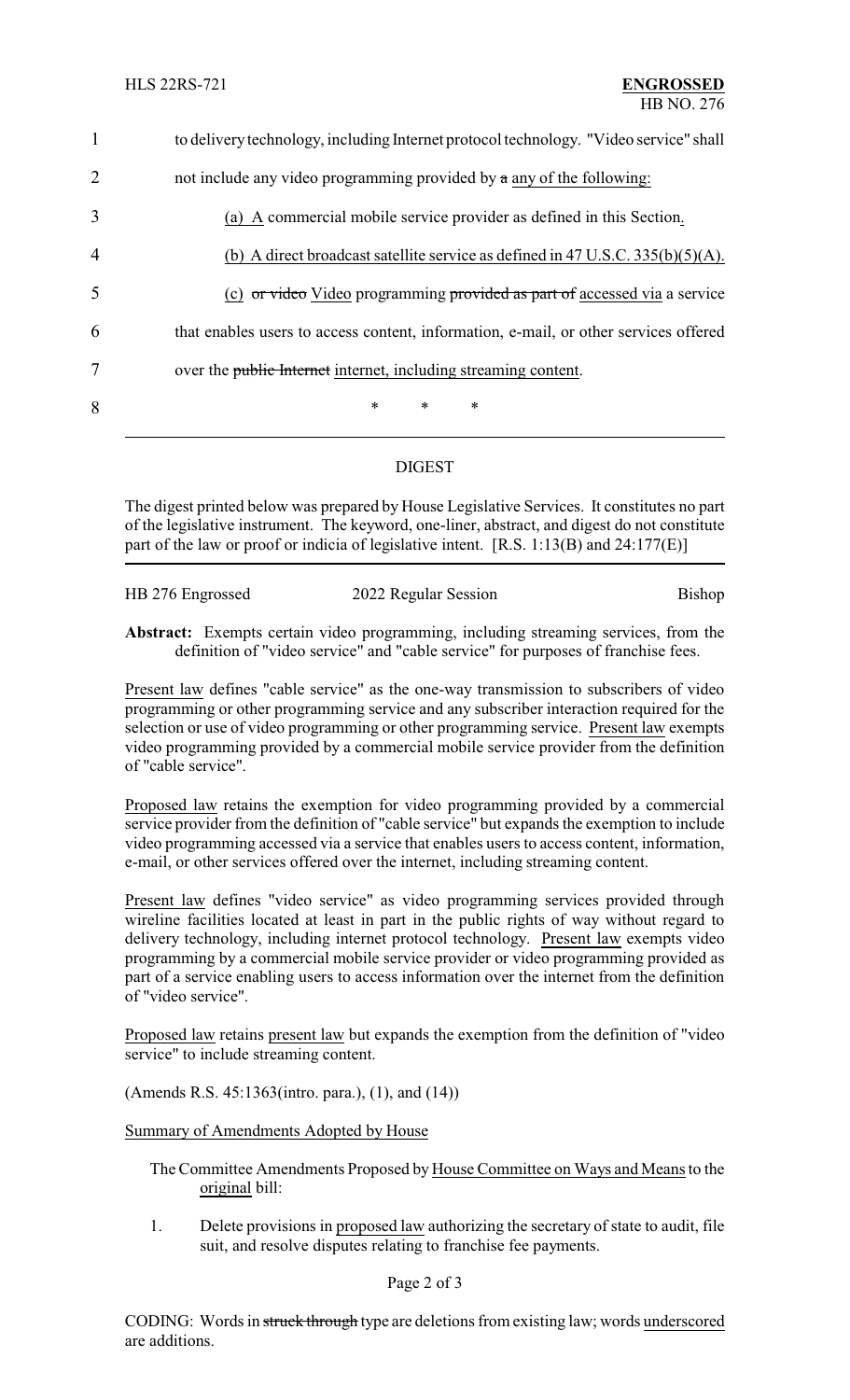1 to delivery technology, including Internet protocol technology. "Video service" shall

2 not include any video programming provided by ~~a~~ any of the following:

3 (a) A commercial mobile service provider as defined in this Section.

4 (b) A direct broadcast satellite service as defined in 47 U.S.C. 335(b)(5)(A).

5 (c) ~~or video~~ Video programming ~~provided as part of~~ accessed via a service

6 that enables users to access content, information, e-mail, or other services offered

7 over the ~~public Internet~~ internet, including streaming content.

8 * * *

---

## DIGEST

The digest printed below was prepared by House Legislative Services. It constitutes no part of the legislative instrument. The keyword, one-liner, abstract, and digest do not constitute part of the law or proof or indicia of legislative intent. [R.S. 1:13(B) and 24:177(E)]

HB 276 Engrossed 2022 Regular Session Bishop

**Abstract:** Exempts certain video programming, including streaming services, from the definition of "video service" and "cable service" for purposes of franchise fees.

Present law defines "cable service" as the one-way transmission to subscribers of video programming or other programming service and any subscriber interaction required for the selection or use of video programming or other programming service. Present law exempts video programming provided by a commercial mobile service provider from the definition of "cable service".

Proposed law retains the exemption for video programming provided by a commercial service provider from the definition of "cable service" but expands the exemption to include video programming accessed via a service that enables users to access content, information, e-mail, or other services offered over the internet, including streaming content.

Present law defines "video service" as video programming services provided through wireline facilities located at least in part in the public rights of way without regard to delivery technology, including internet protocol technology. Present law exempts video programming by a commercial mobile service provider or video programming provided as part of a service enabling users to access information over the internet from the definition of "video service".

Proposed law retains present law but expands the exemption from the definition of "video service" to include streaming content.

(Amends R.S. 45:1363(intro. para.), (1), and (14))

Summary of Amendments Adopted by House

The Committee Amendments Proposed by House Committee on Ways and Means to the original bill:

1. Delete provisions in proposed law authorizing the secretary of state to audit, file suit, and resolve disputes relating to franchise fee payments.

CODING: Words in ~~struck through~~ type are deletions from existing law; words underscored are additions.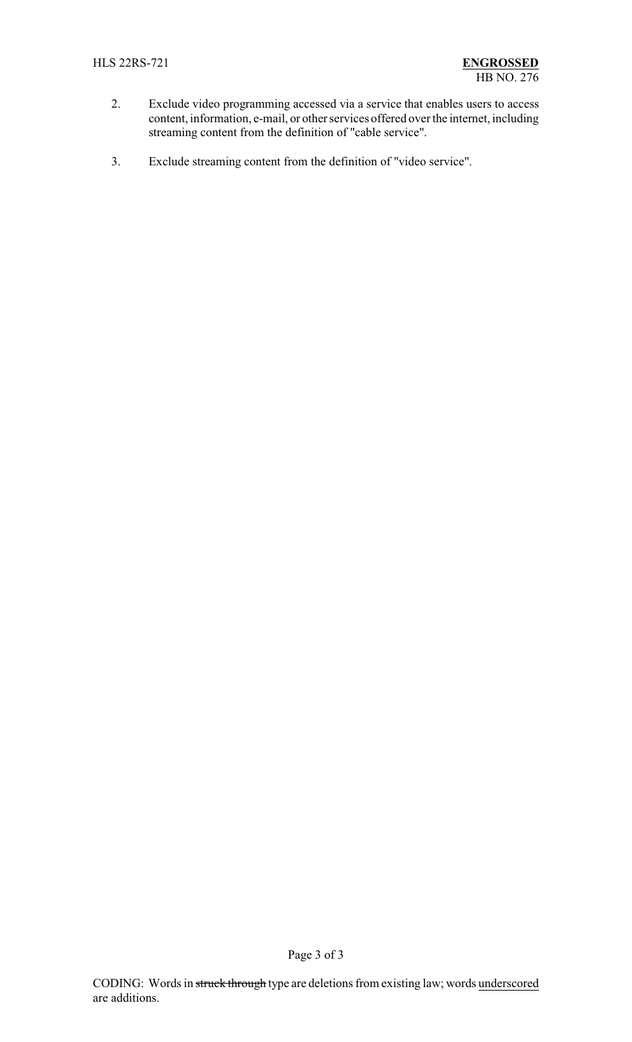2. Exclude video programming accessed via a service that enables users to access content, information, e-mail, or other services offered over the internet, including streaming content from the definition of "cable service".

3. Exclude streaming content from the definition of "video service".

CODING: Words in ~~struck through~~ type are deletions from existing law; words underscored are additions.